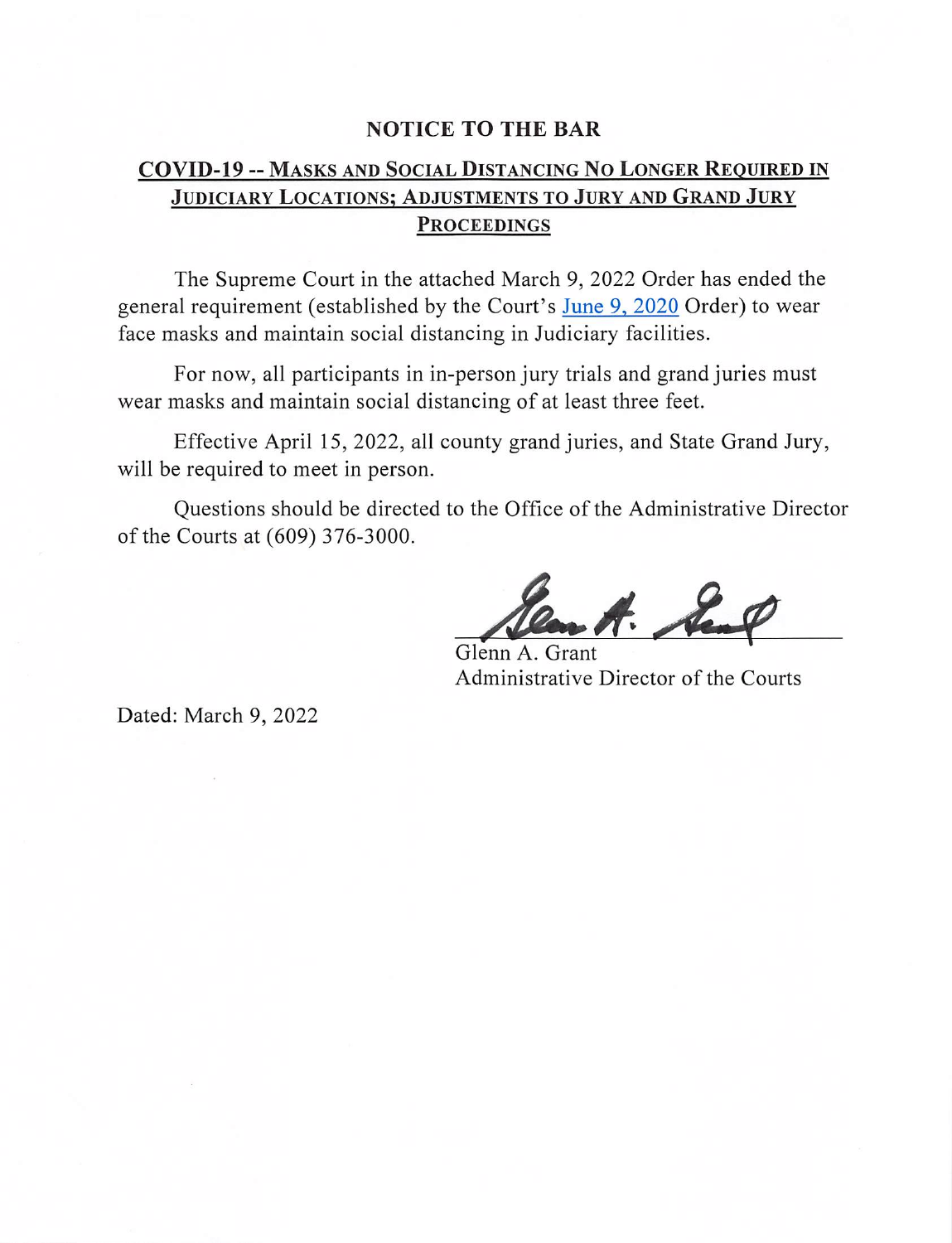# NOTICE TO THE BAR

## COVID-19 -- MASKS AND SOCIAL DISTANCING NO LONGER REQUIRED IN JUDICIARY LOCATIONS; ADJUSTMENTS TO JURY AND GRAND JURY PROCEEDINGS

The Supreme Court in the attached March 9, 2022 Order has ended the general requirement (established by the Court's June 9, 2020 Order) to wear face masks and maintain social distancing in Judiciary facilities.

For now, all participants in in-person jury trials and grand juries must wear masks and maintain social distancing of at least three feet.

Effective April 15, 2022, all county grand juries, and State Grand Jury, will be required to meet in person.

Questions should be directed to the Office of the Administrative Director of the Courts at (609) 376-3000.

Glenn A. Grant
Administrative Director of the Courts

Dated: March 9, 2022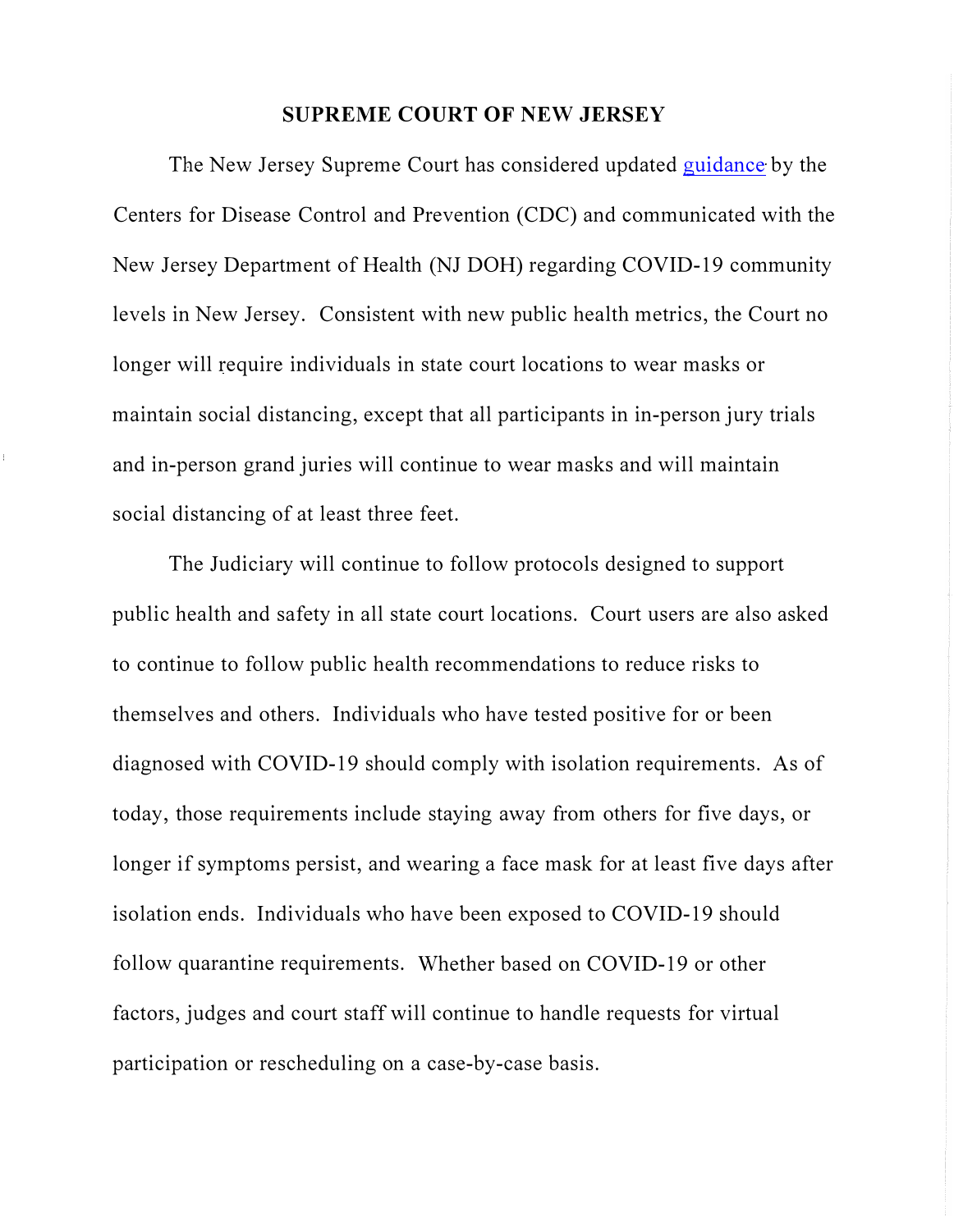**SUPREME COURT OF NEW JERSEY**

The New Jersey Supreme Court has considered updated guidance by the Centers for Disease Control and Prevention (CDC) and communicated with the New Jersey Department of Health (NJ DOH) regarding COVID-19 community levels in New Jersey. Consistent with new public health metrics, the Court no longer will require individuals in state court locations to wear masks or maintain social distancing, except that all participants in in-person jury trials and in-person grand juries will continue to wear masks and will maintain social distancing of at least three feet.

The Judiciary will continue to follow protocols designed to support public health and safety in all state court locations. Court users are also asked to continue to follow public health recommendations to reduce risks to themselves and others. Individuals who have tested positive for or been diagnosed with COVID-19 should comply with isolation requirements. As of today, those requirements include staying away from others for five days, or longer if symptoms persist, and wearing a face mask for at least five days after isolation ends. Individuals who have been exposed to COVID-19 should follow quarantine requirements. Whether based on COVID-19 or other factors, judges and court staff will continue to handle requests for virtual participation or rescheduling on a case-by-case basis.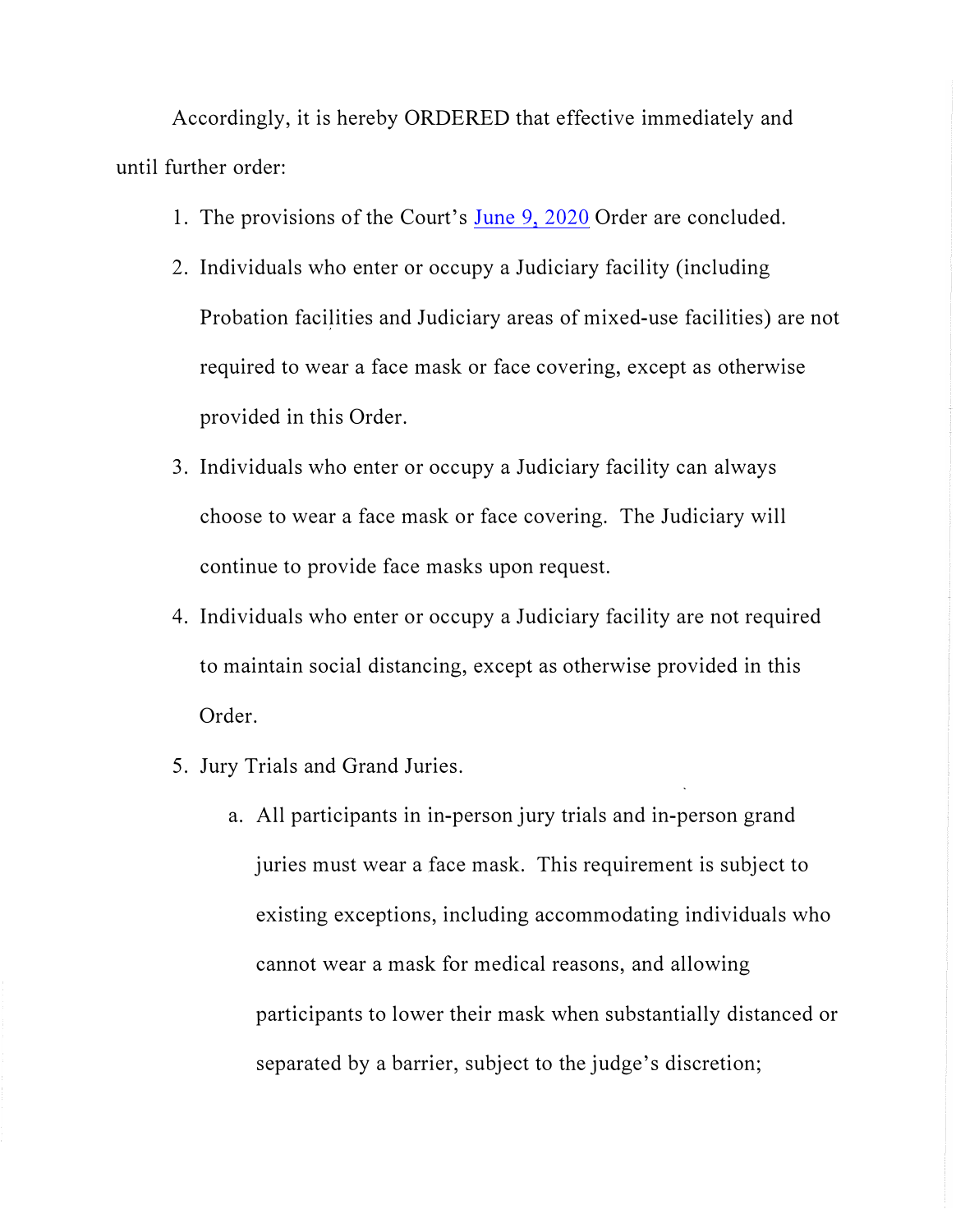Accordingly, it is hereby ORDERED that effective immediately and until further order:

1. The provisions of the Court's June 9, 2020 Order are concluded.
2. Individuals who enter or occupy a Judiciary facility (including Probation facilities and Judiciary areas of mixed-use facilities) are not required to wear a face mask or face covering, except as otherwise provided in this Order.
3. Individuals who enter or occupy a Judiciary facility can always choose to wear a face mask or face covering. The Judiciary will continue to provide face masks upon request.
4. Individuals who enter or occupy a Judiciary facility are not required to maintain social distancing, except as otherwise provided in this Order.
5. Jury Trials and Grand Juries.
    a. All participants in in-person jury trials and in-person grand juries must wear a face mask. This requirement is subject to existing exceptions, including accommodating individuals who cannot wear a mask for medical reasons, and allowing participants to lower their mask when substantially distanced or separated by a barrier, subject to the judge's discretion;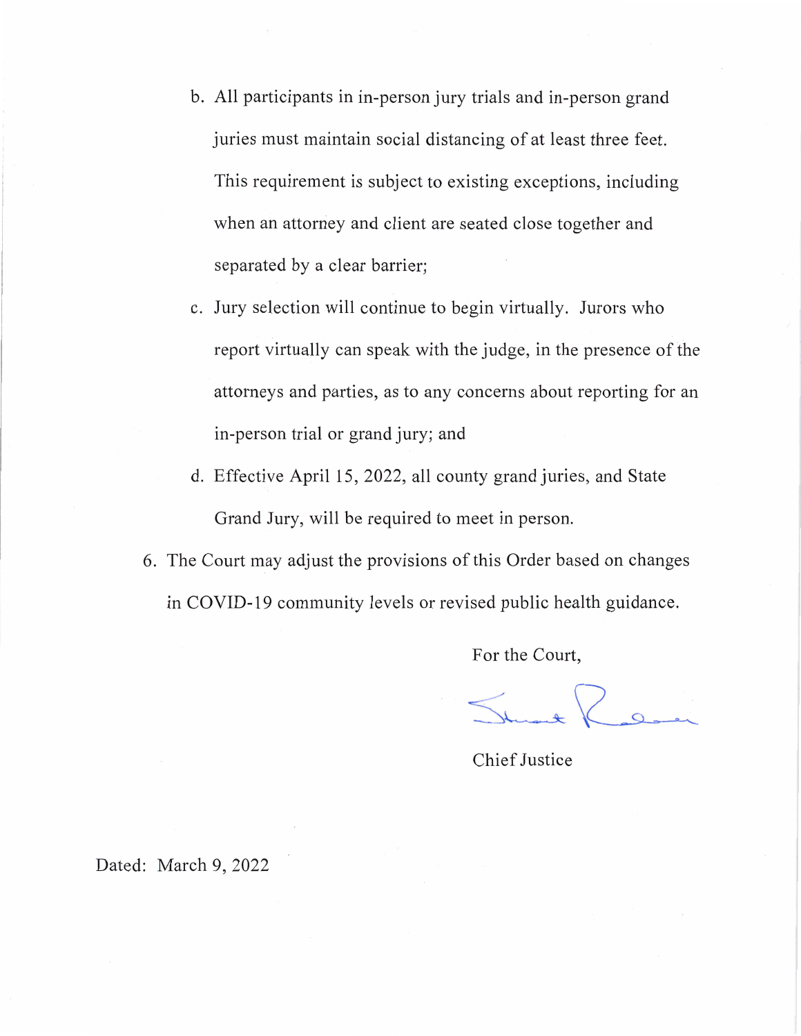b. All participants in in-person jury trials and in-person grand juries must maintain social distancing of at least three feet. This requirement is subject to existing exceptions, including when an attorney and client are seated close together and separated by a clear barrier;

c. Jury selection will continue to begin virtually. Jurors who report virtually can speak with the judge, in the presence of the attorneys and parties, as to any concerns about reporting for an in-person trial or grand jury; and

d. Effective April 15, 2022, all county grand juries, and State Grand Jury, will be required to meet in person.

6. The Court may adjust the provisions of this Order based on changes in COVID-19 community levels or revised public health guidance.

For the Court,

Chief Justice

Dated: March 9, 2022